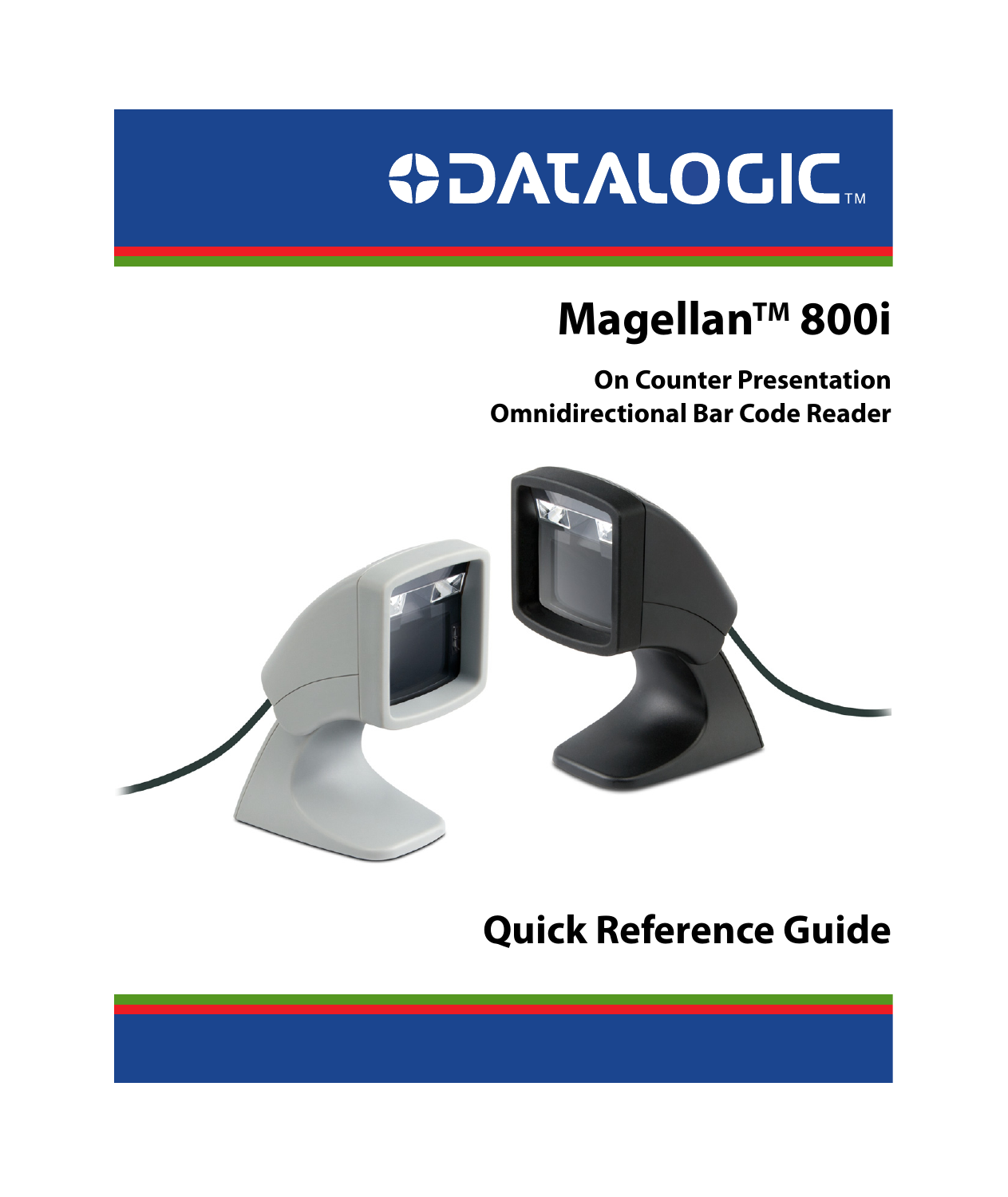DATALOGIC™

# Magellan™ 800i

**On Counter Presentation**
**Omnidirectional Bar Code Reader**

# Quick Reference Guide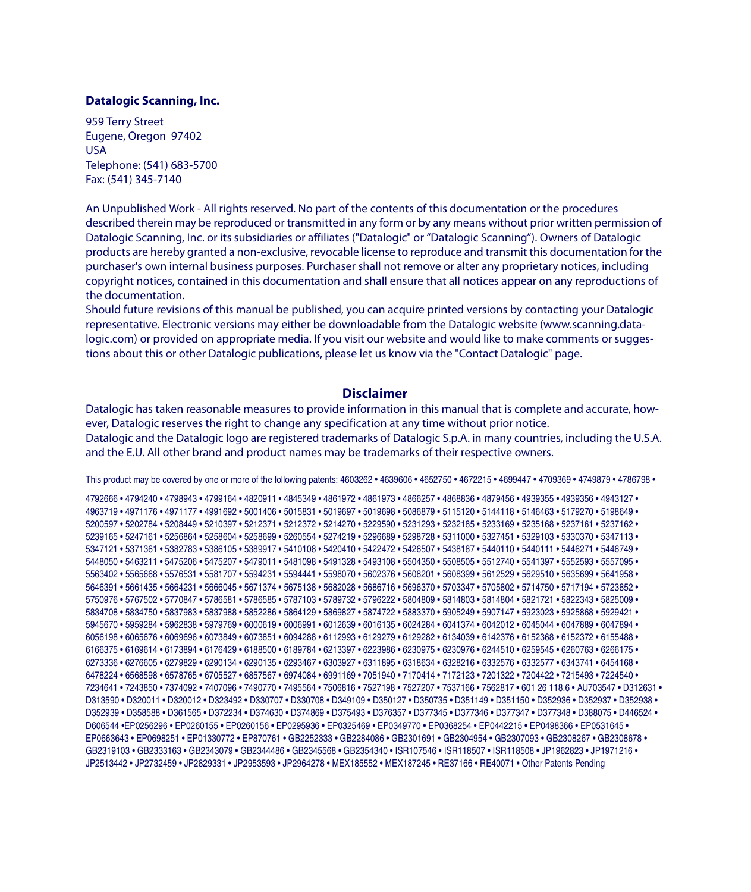**Datalogic Scanning, Inc.**

959 Terry Street
Eugene, Oregon 97402
USA
Telephone: (541) 683-5700
Fax: (541) 345-7140

An Unpublished Work - All rights reserved. No part of the contents of this documentation or the procedures described therein may be reproduced or transmitted in any form or by any means without prior written permission of Datalogic Scanning, Inc. or its subsidiaries or affiliates ("Datalogic" or "Datalogic Scanning"). Owners of Datalogic products are hereby granted a non-exclusive, revocable license to reproduce and transmit this documentation for the purchaser's own internal business purposes. Purchaser shall not remove or alter any proprietary notices, including copyright notices, contained in this documentation and shall ensure that all notices appear on any reproductions of the documentation.

Should future revisions of this manual be published, you can acquire printed versions by contacting your Datalogic representative. Electronic versions may either be downloadable from the Datalogic website (www.scanning.datalogic.com) or provided on appropriate media. If you visit our website and would like to make comments or suggestions about this or other Datalogic publications, please let us know via the "Contact Datalogic" page.

## Disclaimer

Datalogic has taken reasonable measures to provide information in this manual that is complete and accurate, however, Datalogic reserves the right to change any specification at any time without prior notice.

Datalogic and the Datalogic logo are registered trademarks of Datalogic S.p.A. in many countries, including the U.S.A. and the E.U. All other brand and product names may be trademarks of their respective owners.

This product may be covered by one or more of the following patents: 4603262 • 4639606 • 4652750 • 4672215 • 4699447 • 4709369 • 4749879 • 4786798 • 4792666 • 4794240 • 4798943 • 4799164 • 4820911 • 4845349 • 4861972 • 4861973 • 4866257 • 4868836 • 4879456 • 4939355 • 4939356 • 4943127 • 4963719 • 4971176 • 4971177 • 4991692 • 5001406 • 5015831 • 5019697 • 5019698 • 5086879 • 5115120 • 5144118 • 5146463 • 5179270 • 5198649 • 5200597 • 5202784 • 5208449 • 5210397 • 5212371 • 5212372 • 5214270 • 5229590 • 5231293 • 5232185 • 5233169 • 5235168 • 5237161 • 5237162 • 5239165 • 5247161 • 5256864 • 5258604 • 5258699 • 5260554 • 5274219 • 5296689 • 5298728 • 5311000 • 5327451 • 5329103 • 5330370 • 5347113 • 5347121 • 5371361 • 5382783 • 5386105 • 5389917 • 5410108 • 5420410 • 5422472 • 5426507 • 5438187 • 5440110 • 5440111 • 5446271 • 5446749 • 5448050 • 5463211 • 5475206 • 5475207 • 5479011 • 5481098 • 5491328 • 5493108 • 5504350 • 5508505 • 5512740 • 5541397 • 5552593 • 5557095 • 5563402 • 5565668 • 5576531 • 5581707 • 5594231 • 5594441 • 5598070 • 5602376 • 5608201 • 5608399 • 5612529 • 5629510 • 5635699 • 5641958 • 5646391 • 5661435 • 5664231 • 5666045 • 5671374 • 5675138 • 5682028 • 5686716 • 5696370 • 5703347 • 5705802 • 5714750 • 5717194 • 5723852 • 5750976 • 5767502 • 5770847 • 5786581 • 5786585 • 5787103 • 5789732 • 5796222 • 5804809 • 5814803 • 5814804 • 5821721 • 5822343 • 5825009 • 5834708 • 5834750 • 5837983 • 5837988 • 5852286 • 5864129 • 5869827 • 5874722 • 5883370 • 5905249 • 5907147 • 5923023 • 5925868 • 5929421 • 5945670 • 5959284 • 5962838 • 5979769 • 6000619 • 6006991 • 6012639 • 6016135 • 6024284 • 6041374 • 6042012 • 6045044 • 6047889 • 6047894 • 6056198 • 6065676 • 6069696 • 6073849 • 6073851 • 6094288 • 6112993 • 6129279 • 6129282 • 6134039 • 6142376 • 6152368 • 6152372 • 6155488 • 6166375 • 6169614 • 6173894 • 6176429 • 6188500 • 6189784 • 6213397 • 6223986 • 6230975 • 6230976 • 6244510 • 6259545 • 6260763 • 6266175 • 6273336 • 6276605 • 6279829 • 6290134 • 6290135 • 6293467 • 6303927 • 6311895 • 6318634 • 6328216 • 6332576 • 6332577 • 6343741 • 6454168 • 6478224 • 6568598 • 6578765 • 6705527 • 6857567 • 6974084 • 6991169 • 7051940 • 7170414 • 7172123 • 7201322 • 7204422 • 7215493 • 7224540 • 7234641 • 7243850 • 7374092 • 7407096 • 7490770 • 7495564 • 7506816 • 7527198 • 7527207 • 7537166 • 7562817 • 601 26 118.6 • AU703547 • D312631 • D313590 • D320011 • D320012 • D323492 • D330707 • D330708 • D349109 • D350127 • D350735 • D351149 • D351150 • D352936 • D352937 • D352938 • D352939 • D358588 • D361565 • D372234 • D374630 • D374869 • D375493 • D376357 • D377345 • D377346 • D377347 • D377348 • D388075 • D446524 • D606544 •EP0256296 • EP0260155 • EP0260156 • EP0295936 • EP0325469 • EP0349770 • EP0368254 • EP0442215 • EP0498366 • EP0531645 • EP0663643 • EP0698251 • EP01330772 • EP870761 • GB2252333 • GB2284086 • GB2301691 • GB2304954 • GB2307093 • GB2308267 • GB2308678 • GB2319103 • GB2333163 • GB2343079 • GB2344486 • GB2345568 • GB2354340 • ISR107546 • ISR118507 • ISR118508 • JP1962823 • JP1971216 • JP2513442 • JP2732459 • JP2829331 • JP2953593 • JP2964278 • MEX185552 • MEX187245 • RE37166 • RE40071 • Other Patents Pending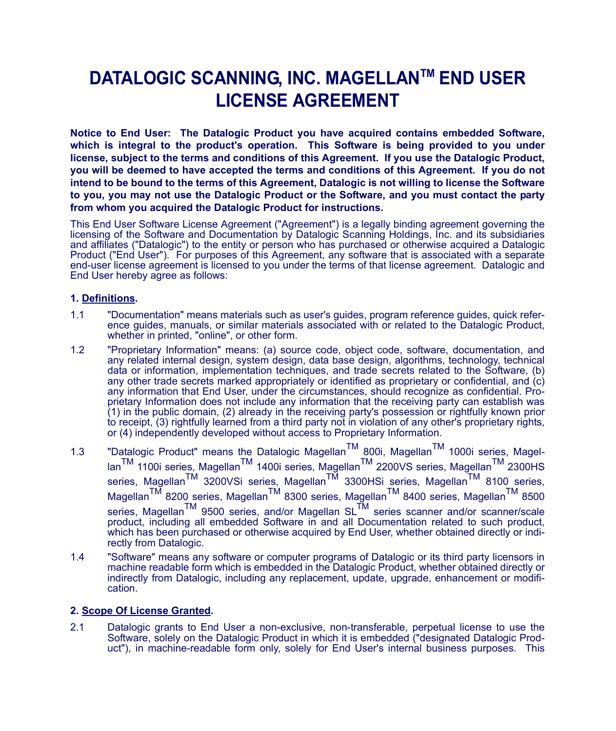# DATALOGIC SCANNING, INC. MAGELLAN™ END USER LICENSE AGREEMENT

**Notice to End User: The Datalogic Product you have acquired contains embedded Software, which is integral to the product's operation. This Software is being provided to you under license, subject to the terms and conditions of this Agreement. If you use the Datalogic Product, you will be deemed to have accepted the terms and conditions of this Agreement. If you do not intend to be bound to the terms of this Agreement, Datalogic is not willing to license the Software to you, you may not use the Datalogic Product or the Software, and you must contact the party from whom you acquired the Datalogic Product for instructions.**

This End User Software License Agreement ("Agreement") is a legally binding agreement governing the licensing of the Software and Documentation by Datalogic Scanning Holdings, Inc. and its subsidiaries and affiliates ("Datalogic") to the entity or person who has purchased or otherwise acquired a Datalogic Product ("End User"). For purposes of this Agreement, any software that is associated with a separate end-user license agreement is licensed to you under the terms of that license agreement. Datalogic and End User hereby agree as follows:

**1. Definitions.**

1.1 "Documentation" means materials such as user's guides, program reference guides, quick reference guides, manuals, or similar materials associated with or related to the Datalogic Product, whether in printed, "online", or other form.

1.2 "Proprietary Information" means: (a) source code, object code, software, documentation, and any related internal design, system design, data base design, algorithms, technology, technical data or information, implementation techniques, and trade secrets related to the Software, (b) any other trade secrets marked appropriately or identified as proprietary or confidential, and (c) any information that End User, under the circumstances, should recognize as confidential. Proprietary Information does not include any information that the receiving party can establish was (1) in the public domain, (2) already in the receiving party's possession or rightfully known prior to receipt, (3) rightfully learned from a third party not in violation of any other's proprietary rights, or (4) independently developed without access to Proprietary Information.

1.3 "Datalogic Product" means the Datalogic Magellan™ 800i, Magellan™ 1000i series, Magellan™ 1100i series, Magellan™ 1400i series, Magellan™ 2200VS series, Magellan™ 2300HS series, Magellan™ 3200VSi series, Magellan™ 3300HSi series, Magellan™ 8100 series, Magellan™ 8200 series, Magellan™ 8300 series, Magellan™ 8400 series, Magellan™ 8500 series, Magellan™ 9500 series, and/or Magellan SL™ series scanner and/or scanner/scale product, including all embedded Software in and all Documentation related to such product, which has been purchased or otherwise acquired by End User, whether obtained directly or indirectly from Datalogic.

1.4 "Software" means any software or computer programs of Datalogic or its third party licensors in machine readable form which is embedded in the Datalogic Product, whether obtained directly or indirectly from Datalogic, including any replacement, update, upgrade, enhancement or modification.

**2. Scope Of License Granted.**

2.1 Datalogic grants to End User a non-exclusive, non-transferable, perpetual license to use the Software, solely on the Datalogic Product in which it is embedded ("designated Datalogic Product"), in machine-readable form only, solely for End User's internal business purposes. This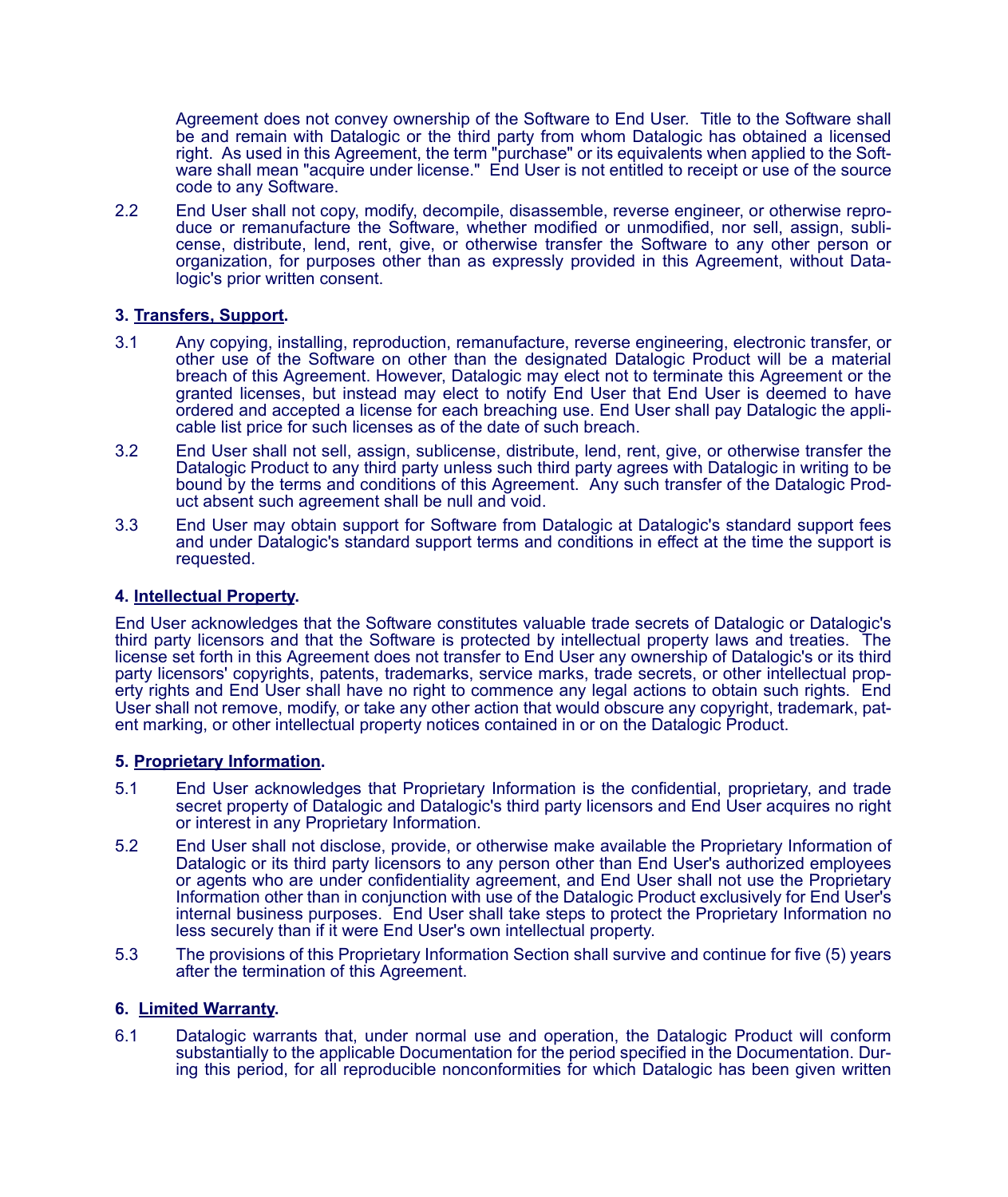Agreement does not convey ownership of the Software to End User. Title to the Software shall be and remain with Datalogic or the third party from whom Datalogic has obtained a licensed right. As used in this Agreement, the term "purchase" or its equivalents when applied to the Software shall mean "acquire under license." End User is not entitled to receipt or use of the source code to any Software.

2.2 End User shall not copy, modify, decompile, disassemble, reverse engineer, or otherwise reproduce or remanufacture the Software, whether modified or unmodified, nor sell, assign, sublicense, distribute, lend, rent, give, or otherwise transfer the Software to any other person or organization, for purposes other than as expressly provided in this Agreement, without Datalogic's prior written consent.

**3. Transfers, Support.**

3.1 Any copying, installing, reproduction, remanufacture, reverse engineering, electronic transfer, or other use of the Software on other than the designated Datalogic Product will be a material breach of this Agreement. However, Datalogic may elect not to terminate this Agreement or the granted licenses, but instead may elect to notify End User that End User is deemed to have ordered and accepted a license for each breaching use. End User shall pay Datalogic the applicable list price for such licenses as of the date of such breach.

3.2 End User shall not sell, assign, sublicense, distribute, lend, rent, give, or otherwise transfer the Datalogic Product to any third party unless such third party agrees with Datalogic in writing to be bound by the terms and conditions of this Agreement. Any such transfer of the Datalogic Product absent such agreement shall be null and void.

3.3 End User may obtain support for Software from Datalogic at Datalogic's standard support fees and under Datalogic's standard support terms and conditions in effect at the time the support is requested.

**4. Intellectual Property.**

End User acknowledges that the Software constitutes valuable trade secrets of Datalogic or Datalogic's third party licensors and that the Software is protected by intellectual property laws and treaties. The license set forth in this Agreement does not transfer to End User any ownership of Datalogic's or its third party licensors' copyrights, patents, trademarks, service marks, trade secrets, or other intellectual property rights and End User shall have no right to commence any legal actions to obtain such rights. End User shall not remove, modify, or take any other action that would obscure any copyright, trademark, patent marking, or other intellectual property notices contained in or on the Datalogic Product.

**5. Proprietary Information.**

5.1 End User acknowledges that Proprietary Information is the confidential, proprietary, and trade secret property of Datalogic and Datalogic's third party licensors and End User acquires no right or interest in any Proprietary Information.

5.2 End User shall not disclose, provide, or otherwise make available the Proprietary Information of Datalogic or its third party licensors to any person other than End User's authorized employees or agents who are under confidentiality agreement, and End User shall not use the Proprietary Information other than in conjunction with use of the Datalogic Product exclusively for End User's internal business purposes. End User shall take steps to protect the Proprietary Information no less securely than if it were End User's own intellectual property.

5.3 The provisions of this Proprietary Information Section shall survive and continue for five (5) years after the termination of this Agreement.

**6. Limited Warranty.**

6.1 Datalogic warrants that, under normal use and operation, the Datalogic Product will conform substantially to the applicable Documentation for the period specified in the Documentation. During this period, for all reproducible nonconformities for which Datalogic has been given written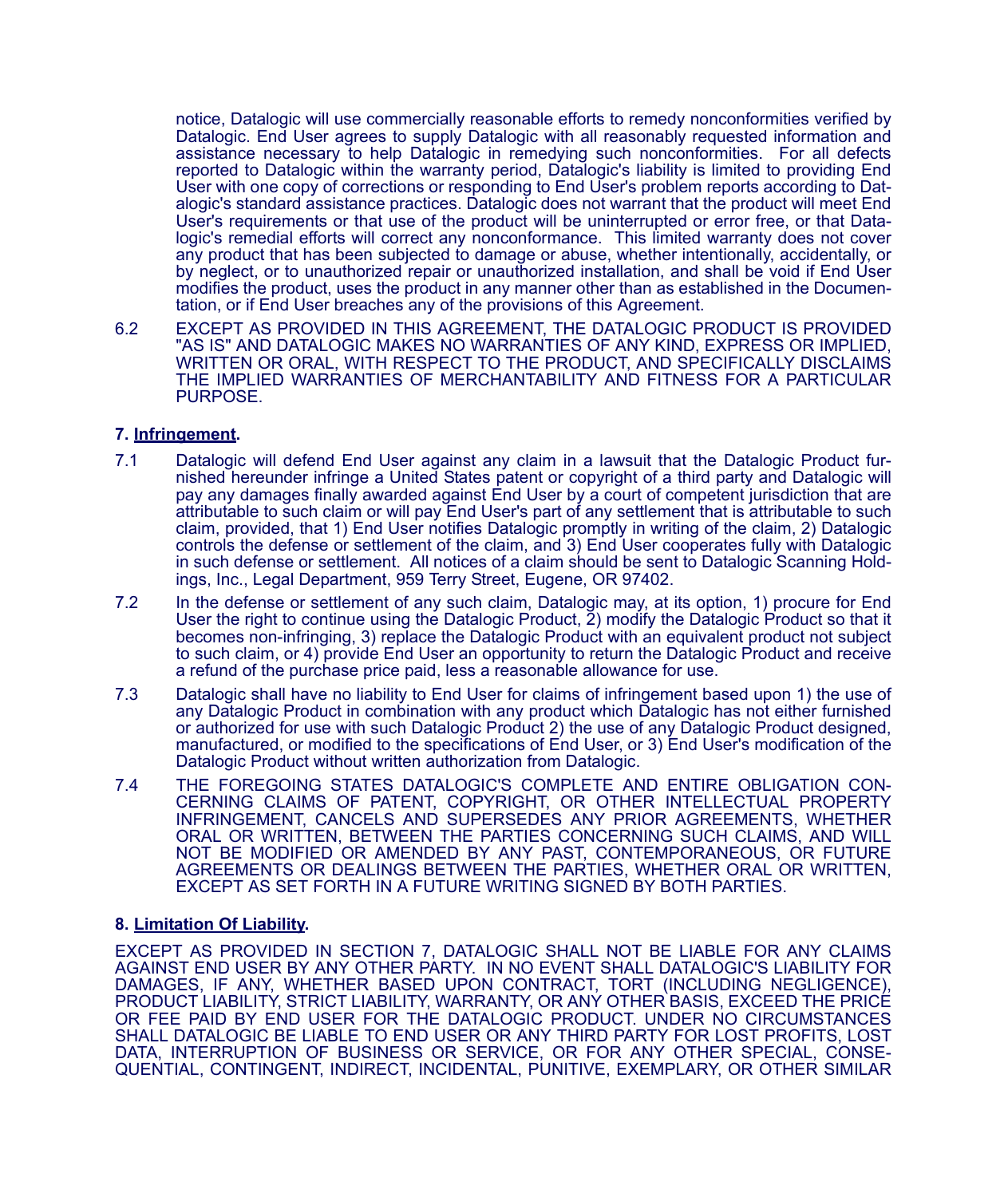notice, Datalogic will use commercially reasonable efforts to remedy nonconformities verified by Datalogic. End User agrees to supply Datalogic with all reasonably requested information and assistance necessary to help Datalogic in remedying such nonconformities. For all defects reported to Datalogic within the warranty period, Datalogic's liability is limited to providing End User with one copy of corrections or responding to End User's problem reports according to Datalogic's standard assistance practices. Datalogic does not warrant that the product will meet End User's requirements or that use of the product will be uninterrupted or error free, or that Datalogic's remedial efforts will correct any nonconformance. This limited warranty does not cover any product that has been subjected to damage or abuse, whether intentionally, accidentally, or by neglect, or to unauthorized repair or unauthorized installation, and shall be void if End User modifies the product, uses the product in any manner other than as established in the Documentation, or if End User breaches any of the provisions of this Agreement.

6.2 EXCEPT AS PROVIDED IN THIS AGREEMENT, THE DATALOGIC PRODUCT IS PROVIDED "AS IS" AND DATALOGIC MAKES NO WARRANTIES OF ANY KIND, EXPRESS OR IMPLIED, WRITTEN OR ORAL, WITH RESPECT TO THE PRODUCT, AND SPECIFICALLY DISCLAIMS THE IMPLIED WARRANTIES OF MERCHANTABILITY AND FITNESS FOR A PARTICULAR PURPOSE.

**7. Infringement.**

7.1 Datalogic will defend End User against any claim in a lawsuit that the Datalogic Product furnished hereunder infringe a United States patent or copyright of a third party and Datalogic will pay any damages finally awarded against End User by a court of competent jurisdiction that are attributable to such claim or will pay End User's part of any settlement that is attributable to such claim, provided, that 1) End User notifies Datalogic promptly in writing of the claim, 2) Datalogic controls the defense or settlement of the claim, and 3) End User cooperates fully with Datalogic in such defense or settlement. All notices of a claim should be sent to Datalogic Scanning Holdings, Inc., Legal Department, 959 Terry Street, Eugene, OR 97402.

7.2 In the defense or settlement of any such claim, Datalogic may, at its option, 1) procure for End User the right to continue using the Datalogic Product, 2) modify the Datalogic Product so that it becomes non-infringing, 3) replace the Datalogic Product with an equivalent product not subject to such claim, or 4) provide End User an opportunity to return the Datalogic Product and receive a refund of the purchase price paid, less a reasonable allowance for use.

7.3 Datalogic shall have no liability to End User for claims of infringement based upon 1) the use of any Datalogic Product in combination with any product which Datalogic has not either furnished or authorized for use with such Datalogic Product 2) the use of any Datalogic Product designed, manufactured, or modified to the specifications of End User, or 3) End User's modification of the Datalogic Product without written authorization from Datalogic.

7.4 THE FOREGOING STATES DATALOGIC'S COMPLETE AND ENTIRE OBLIGATION CONCERNING CLAIMS OF PATENT, COPYRIGHT, OR OTHER INTELLECTUAL PROPERTY INFRINGEMENT, CANCELS AND SUPERSEDES ANY PRIOR AGREEMENTS, WHETHER ORAL OR WRITTEN, BETWEEN THE PARTIES CONCERNING SUCH CLAIMS, AND WILL NOT BE MODIFIED OR AMENDED BY ANY PAST, CONTEMPORANEOUS, OR FUTURE AGREEMENTS OR DEALINGS BETWEEN THE PARTIES, WHETHER ORAL OR WRITTEN, EXCEPT AS SET FORTH IN A FUTURE WRITING SIGNED BY BOTH PARTIES.

**8. Limitation Of Liability.**

EXCEPT AS PROVIDED IN SECTION 7, DATALOGIC SHALL NOT BE LIABLE FOR ANY CLAIMS AGAINST END USER BY ANY OTHER PARTY. IN NO EVENT SHALL DATALOGIC'S LIABILITY FOR DAMAGES, IF ANY, WHETHER BASED UPON CONTRACT, TORT (INCLUDING NEGLIGENCE), PRODUCT LIABILITY, STRICT LIABILITY, WARRANTY, OR ANY OTHER BASIS, EXCEED THE PRICE OR FEE PAID BY END USER FOR THE DATALOGIC PRODUCT. UNDER NO CIRCUMSTANCES SHALL DATALOGIC BE LIABLE TO END USER OR ANY THIRD PARTY FOR LOST PROFITS, LOST DATA, INTERRUPTION OF BUSINESS OR SERVICE, OR FOR ANY OTHER SPECIAL, CONSEQUENTIAL, CONTINGENT, INDIRECT, INCIDENTAL, PUNITIVE, EXEMPLARY, OR OTHER SIMILAR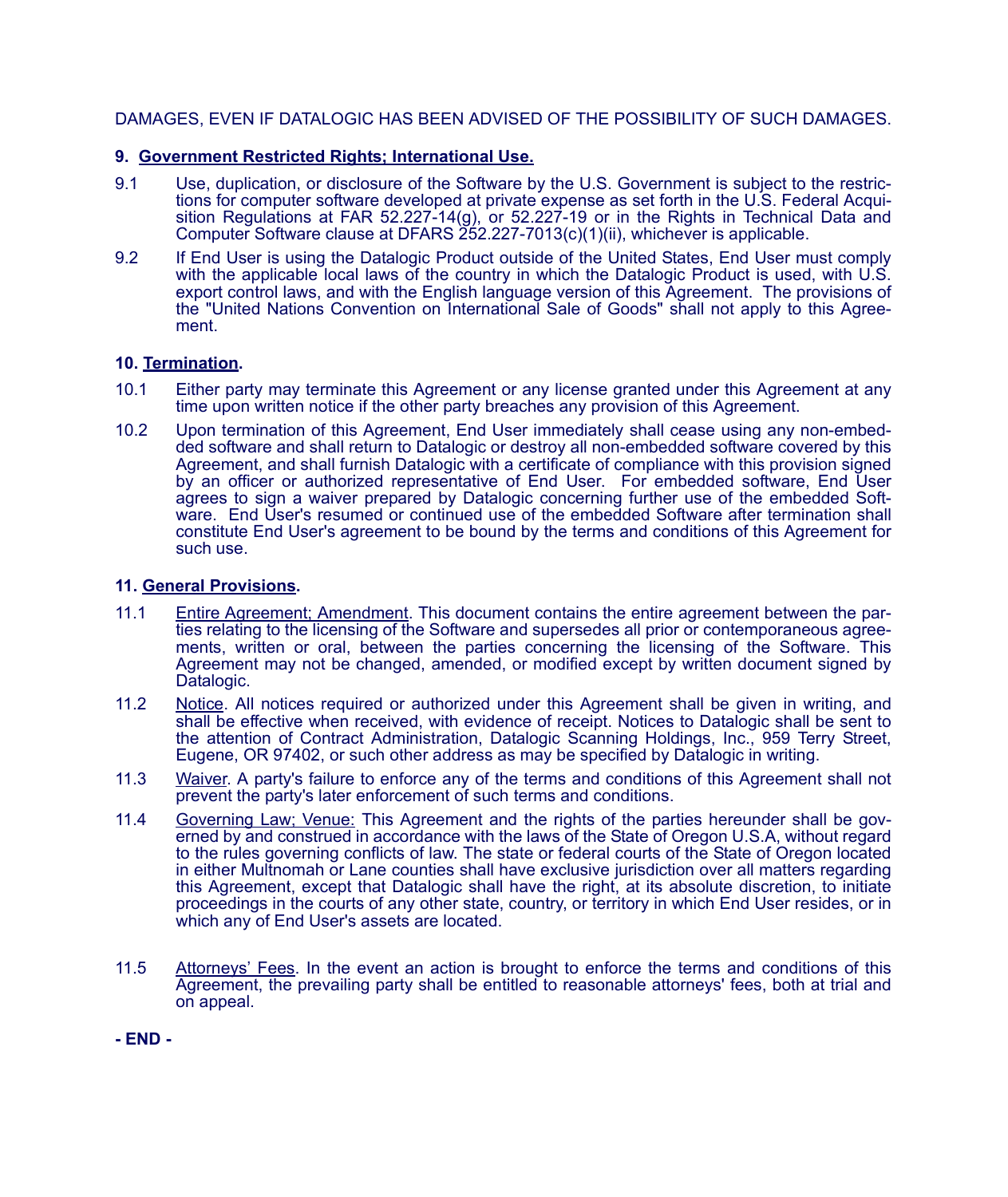DAMAGES, EVEN IF DATALOGIC HAS BEEN ADVISED OF THE POSSIBILITY OF SUCH DAMAGES.

**9. Government Restricted Rights; International Use.**

9.1 Use, duplication, or disclosure of the Software by the U.S. Government is subject to the restrictions for computer software developed at private expense as set forth in the U.S. Federal Acquisition Regulations at FAR 52.227-14(g), or 52.227-19 or in the Rights in Technical Data and Computer Software clause at DFARS 252.227-7013(c)(1)(ii), whichever is applicable.

9.2 If End User is using the Datalogic Product outside of the United States, End User must comply with the applicable local laws of the country in which the Datalogic Product is used, with U.S. export control laws, and with the English language version of this Agreement. The provisions of the "United Nations Convention on International Sale of Goods" shall not apply to this Agreement.

**10. Termination.**

10.1 Either party may terminate this Agreement or any license granted under this Agreement at any time upon written notice if the other party breaches any provision of this Agreement.

10.2 Upon termination of this Agreement, End User immediately shall cease using any non-embedded software and shall return to Datalogic or destroy all non-embedded software covered by this Agreement, and shall furnish Datalogic with a certificate of compliance with this provision signed by an officer or authorized representative of End User. For embedded software, End User agrees to sign a waiver prepared by Datalogic concerning further use of the embedded Software. End User's resumed or continued use of the embedded Software after termination shall constitute End User's agreement to be bound by the terms and conditions of this Agreement for such use.

**11. General Provisions.**

11.1 Entire Agreement; Amendment. This document contains the entire agreement between the parties relating to the licensing of the Software and supersedes all prior or contemporaneous agreements, written or oral, between the parties concerning the licensing of the Software. This Agreement may not be changed, amended, or modified except by written document signed by Datalogic.

11.2 Notice. All notices required or authorized under this Agreement shall be given in writing, and shall be effective when received, with evidence of receipt. Notices to Datalogic shall be sent to the attention of Contract Administration, Datalogic Scanning Holdings, Inc., 959 Terry Street, Eugene, OR 97402, or such other address as may be specified by Datalogic in writing.

11.3 Waiver. A party's failure to enforce any of the terms and conditions of this Agreement shall not prevent the party's later enforcement of such terms and conditions.

11.4 Governing Law; Venue: This Agreement and the rights of the parties hereunder shall be governed by and construed in accordance with the laws of the State of Oregon U.S.A, without regard to the rules governing conflicts of law. The state or federal courts of the State of Oregon located in either Multnomah or Lane counties shall have exclusive jurisdiction over all matters regarding this Agreement, except that Datalogic shall have the right, at its absolute discretion, to initiate proceedings in the courts of any other state, country, or territory in which End User resides, or in which any of End User's assets are located.

11.5 Attorneys' Fees. In the event an action is brought to enforce the terms and conditions of this Agreement, the prevailing party shall be entitled to reasonable attorneys' fees, both at trial and on appeal.

**- END -**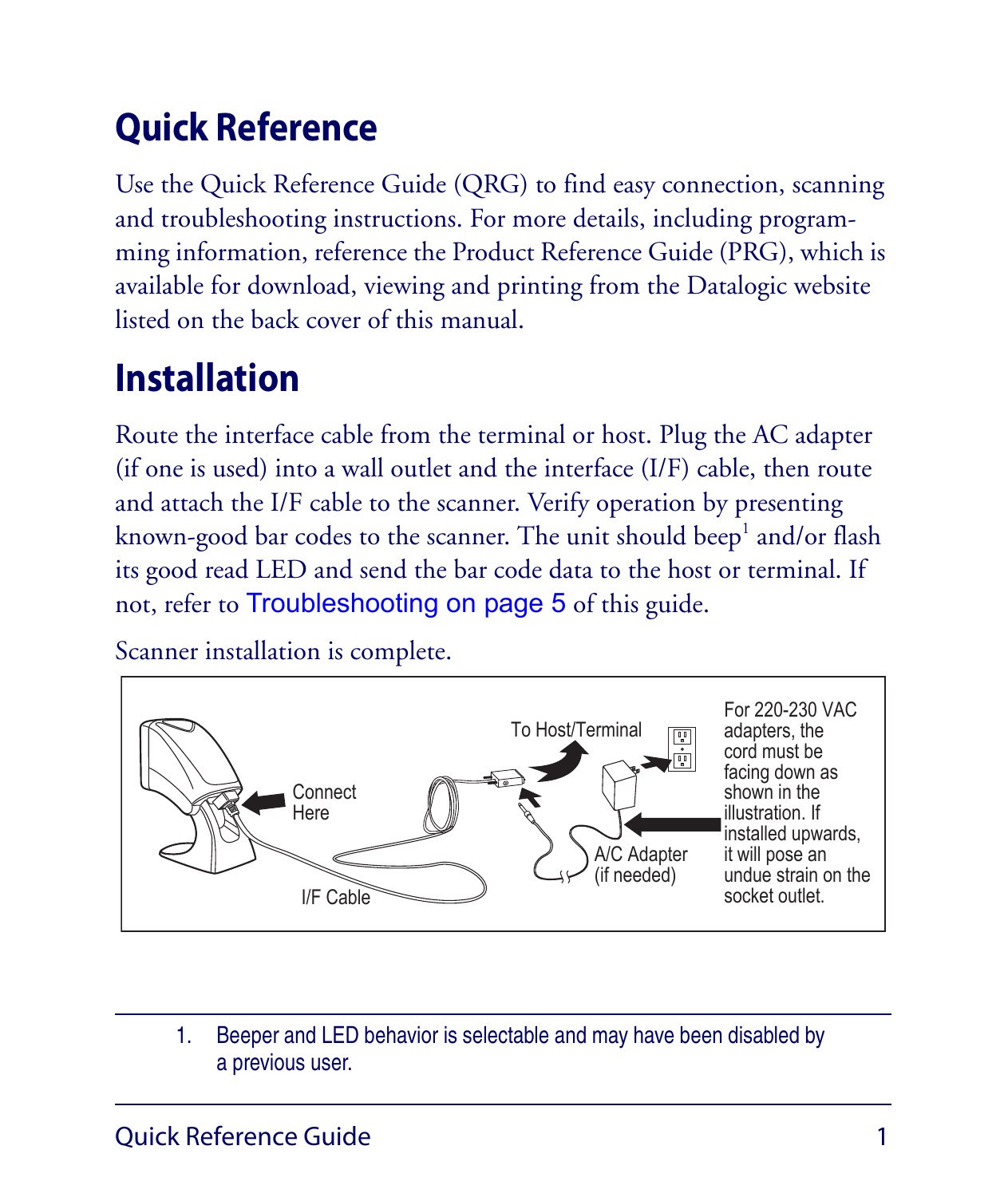# Quick Reference

Use the Quick Reference Guide (QRG) to find easy connection, scanning and troubleshooting instructions. For more details, including programming information, reference the Product Reference Guide (PRG), which is available for download, viewing and printing from the Datalogic website listed on the back cover of this manual.

# Installation

Route the interface cable from the terminal or host. Plug the AC adapter (if one is used) into a wall outlet and the interface (I/F) cable, then route and attach the I/F cable to the scanner. Verify operation by presenting known-good bar codes to the scanner. The unit should beep[1] and/or flash its good read LED and send the bar code data to the host or terminal. If not, refer to Troubleshooting on page 5 of this guide.

Scanner installation is complete.

Connect Here

I/F Cable

To Host/Terminal

A/C Adapter (if needed)

For 220-230 VAC adapters, the cord must be facing down as shown in the illustration. If installed upwards, it will pose an undue strain on the socket outlet.

---

1. Beeper and LED behavior is selectable and may have been disabled by a previous user.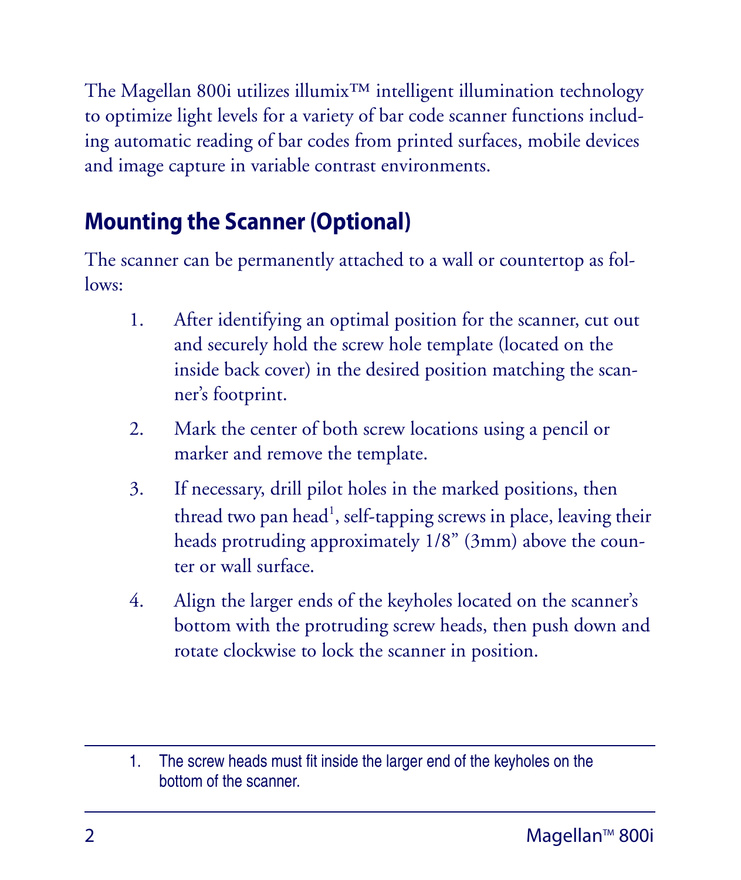The Magellan 800i utilizes illumix™ intelligent illumination technology to optimize light levels for a variety of bar code scanner functions including automatic reading of bar codes from printed surfaces, mobile devices and image capture in variable contrast environments.

## Mounting the Scanner (Optional)

The scanner can be permanently attached to a wall or countertop as follows:

1. After identifying an optimal position for the scanner, cut out and securely hold the screw hole template (located on the inside back cover) in the desired position matching the scanner's footprint.
2. Mark the center of both screw locations using a pencil or marker and remove the template.
3. If necessary, drill pilot holes in the marked positions, then thread two pan head[1], self-tapping screws in place, leaving their heads protruding approximately 1/8" (3mm) above the counter or wall surface.
4. Align the larger ends of the keyholes located on the scanner's bottom with the protruding screw heads, then push down and rotate clockwise to lock the scanner in position.

---

1. The screw heads must fit inside the larger end of the keyholes on the bottom of the scanner.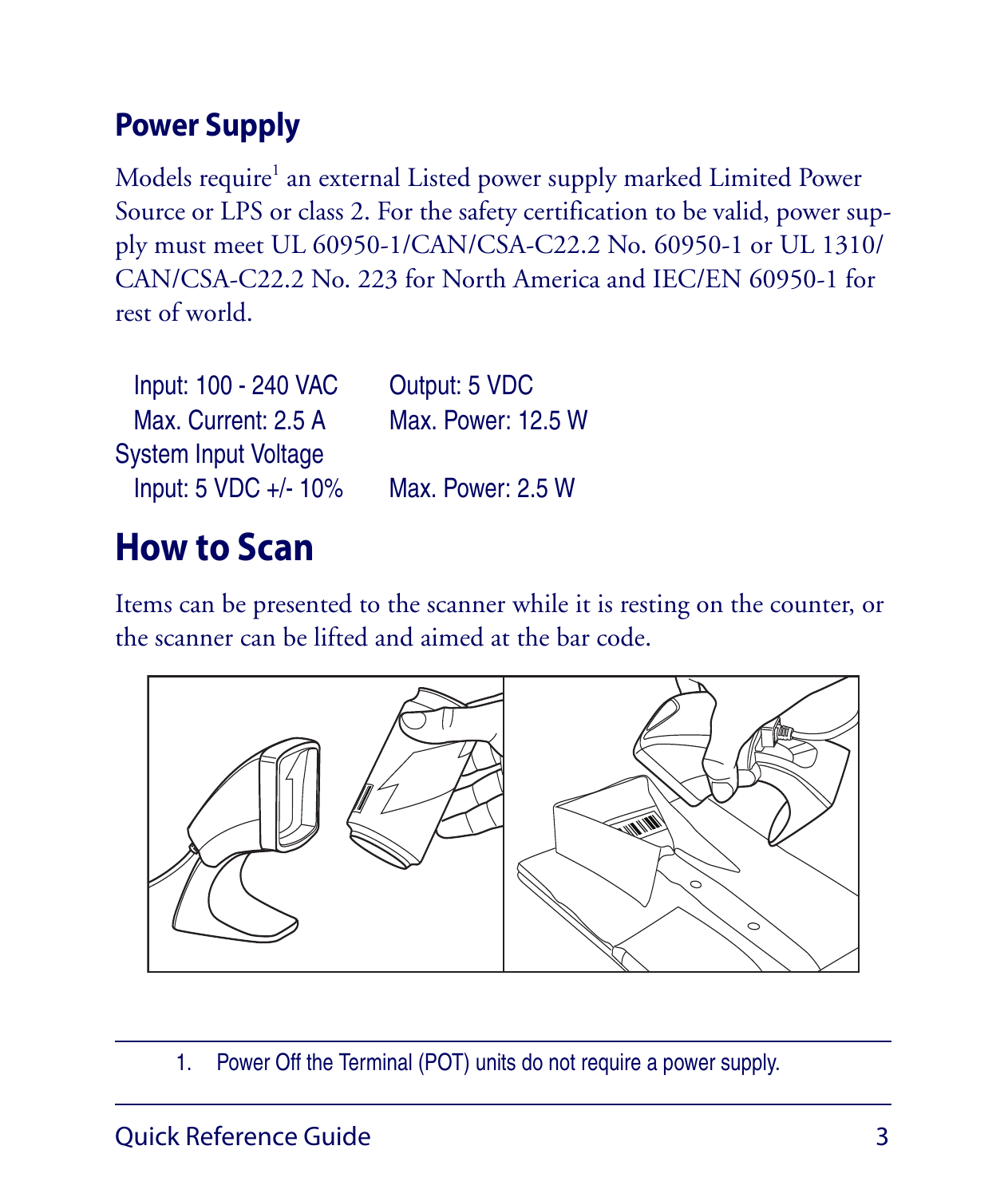## Power Supply

Models require[1] an external Listed power supply marked Limited Power Source or LPS or class 2. For the safety certification to be valid, power supply must meet UL 60950-1/CAN/CSA-C22.2 No. 60950-1 or UL 1310/CAN/CSA-C22.2 No. 223 for North America and IEC/EN 60950-1 for rest of world.

| | |
|---|---|
| Input: 100 - 240 VAC | Output: 5 VDC |
| Max. Current: 2.5 A | Max. Power: 12.5 W |
| System Input Voltage | |
| Input: 5 VDC +/- 10% | Max. Power: 2.5 W |

# How to Scan

Items can be presented to the scanner while it is resting on the counter, or the scanner can be lifted and aimed at the bar code.

1. Power Off the Terminal (POT) units do not require a power supply.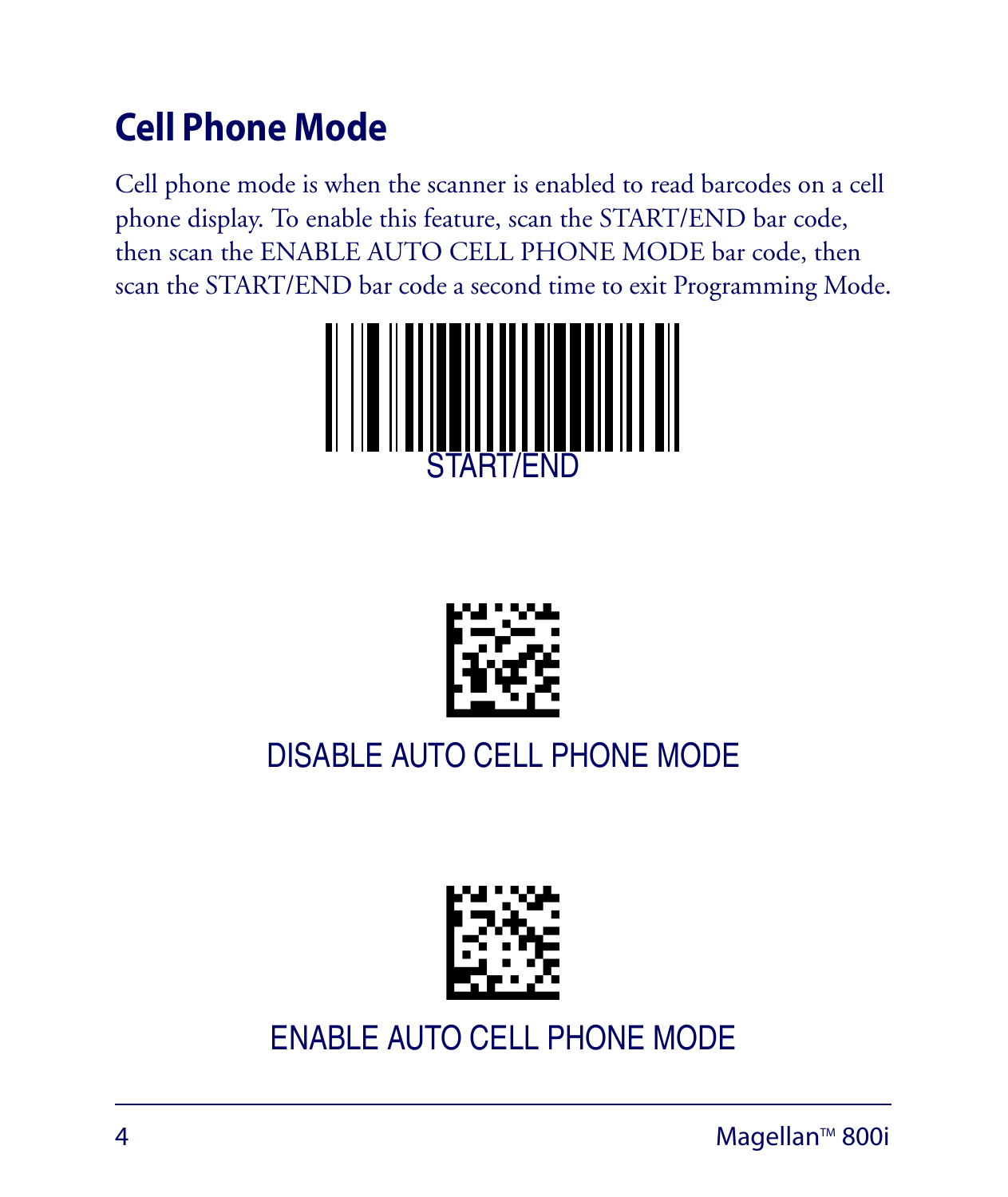## Cell Phone Mode

Cell phone mode is when the scanner is enabled to read barcodes on a cell phone display. To enable this feature, scan the START/END bar code, then scan the ENABLE AUTO CELL PHONE MODE bar code, then scan the START/END bar code a second time to exit Programming Mode.

START/END

DISABLE AUTO CELL PHONE MODE

ENABLE AUTO CELL PHONE MODE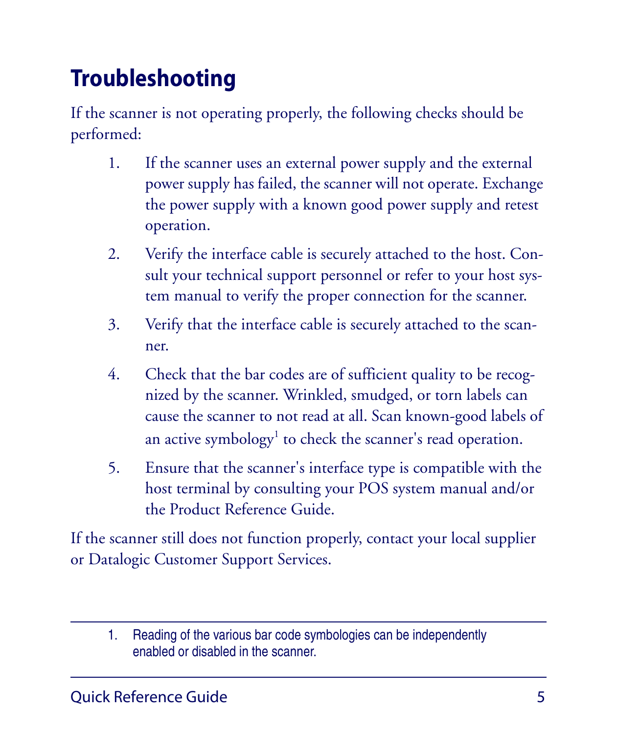# Troubleshooting

If the scanner is not operating properly, the following checks should be performed:

1. If the scanner uses an external power supply and the external power supply has failed, the scanner will not operate. Exchange the power supply with a known good power supply and retest operation.
2. Verify the interface cable is securely attached to the host. Consult your technical support personnel or refer to your host system manual to verify the proper connection for the scanner.
3. Verify that the interface cable is securely attached to the scanner.
4. Check that the bar codes are of sufficient quality to be recognized by the scanner. Wrinkled, smudged, or torn labels can cause the scanner to not read at all. Scan known-good labels of an active symbology[1] to check the scanner's read operation.
5. Ensure that the scanner's interface type is compatible with the host terminal by consulting your POS system manual and/or the Product Reference Guide.

If the scanner still does not function properly, contact your local supplier or Datalogic Customer Support Services.

---

1. Reading of the various bar code symbologies can be independently enabled or disabled in the scanner.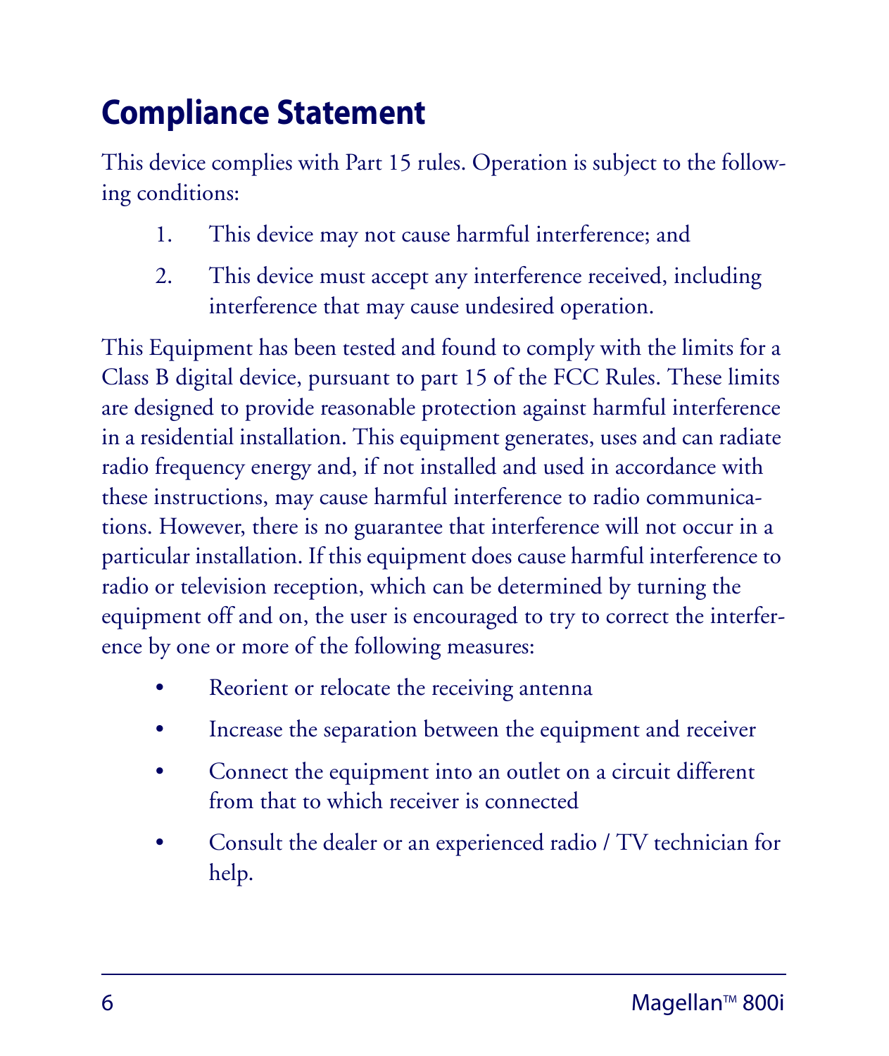# Compliance Statement

This device complies with Part 15 rules. Operation is subject to the following conditions:

1. This device may not cause harmful interference; and
2. This device must accept any interference received, including interference that may cause undesired operation.

This Equipment has been tested and found to comply with the limits for a Class B digital device, pursuant to part 15 of the FCC Rules. These limits are designed to provide reasonable protection against harmful interference in a residential installation. This equipment generates, uses and can radiate radio frequency energy and, if not installed and used in accordance with these instructions, may cause harmful interference to radio communications. However, there is no guarantee that interference will not occur in a particular installation. If this equipment does cause harmful interference to radio or television reception, which can be determined by turning the equipment off and on, the user is encouraged to try to correct the interference by one or more of the following measures:

- Reorient or relocate the receiving antenna
- Increase the separation between the equipment and receiver
- Connect the equipment into an outlet on a circuit different from that to which receiver is connected
- Consult the dealer or an experienced radio / TV technician for help.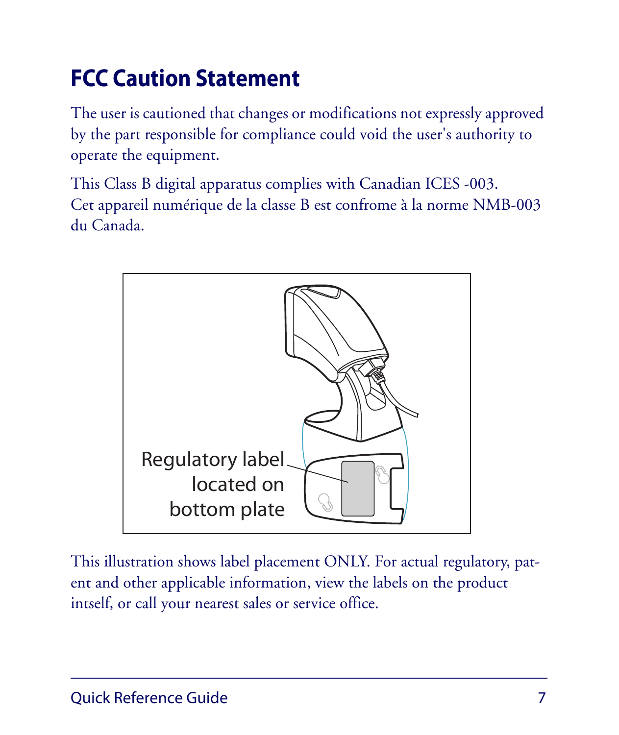## FCC Caution Statement

The user is cautioned that changes or modifications not expressly approved by the part responsible for compliance could void the user's authority to operate the equipment.

This Class B digital apparatus complies with Canadian ICES -003.
Cet appareil numérique de la classe B est confrome à la norme NMB-003 du Canada.

Regulatory label located on bottom plate

This illustration shows label placement ONLY. For actual regulatory, patent and other applicable information, view the labels on the product intself, or call your nearest sales or service office.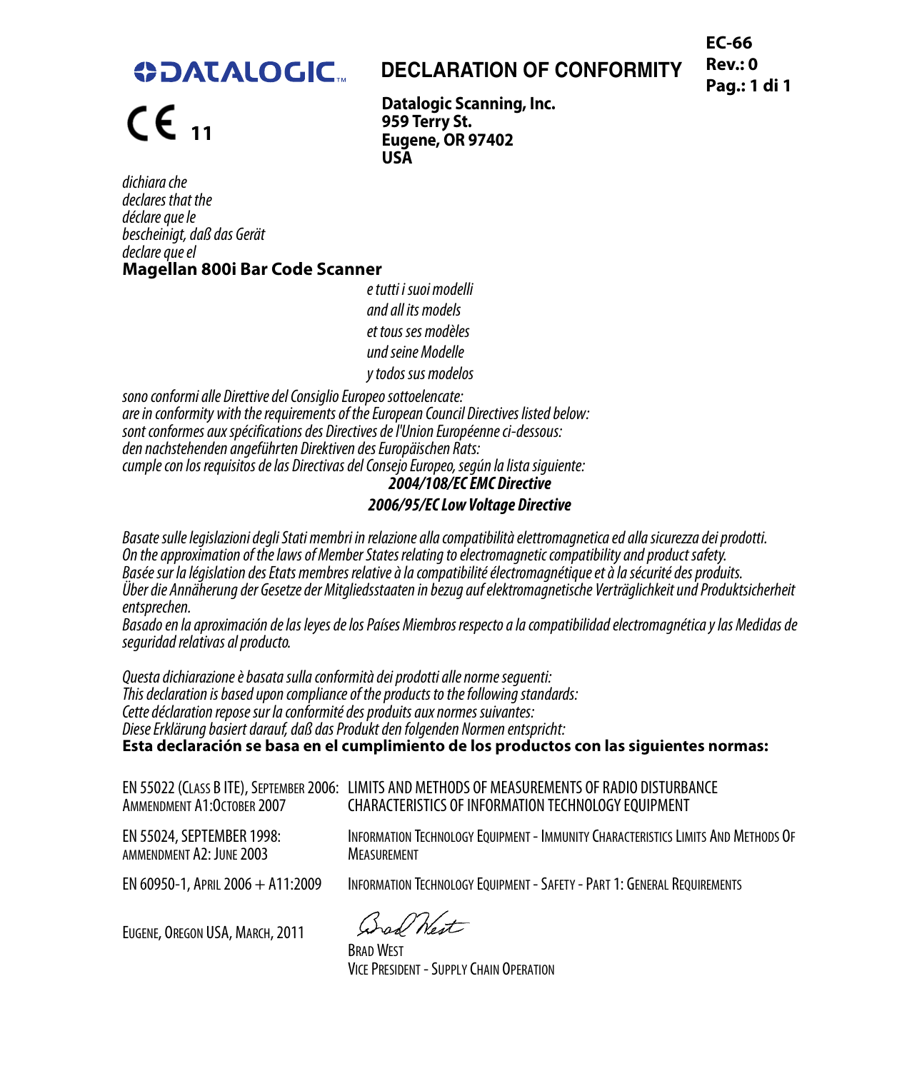DATALOGIC

# DECLARATION OF CONFORMITY

**EC-66**
**Rev.: 0**
**Pag.: 1 di 1**

CE 11

**Datalogic Scanning, Inc.**
**959 Terry St.**
**Eugene, OR 97402**
**USA**

*dichiara che*
*declares that the*
*déclare que le*
*bescheinigt, daß das Gerät*
*declare que el*
**Magellan 800i Bar Code Scanner**

*e tutti i suoi modelli*
*and all its models*
*et tous ses modèles*
*und seine Modelle*
*y todos sus modelos*

*sono conformi alle Direttive del Consiglio Europeo sottoelencate:*
*are in conformity with the requirements of the European Council Directives listed below:*
*sont conformes aux spécifications des Directives de l'Union Européenne ci-dessous:*
*den nachstehenden angeführten Direktiven des Europäischen Rats:*
*cumple con los requisitos de las Directivas del Consejo Europeo, según la lista siguiente:*

***2004/108/EC EMC Directive***

***2006/95/EC Low Voltage Directive***

*Basate sulle legislazioni degli Stati membri in relazione alla compatibilità elettromagnetica ed alla sicurezza dei prodotti.*
*On the approximation of the laws of Member States relating to electromagnetic compatibility and product safety.*
*Basée sur la législation des Etats membres relative à la compatibilité électromagnétique et à la sécurité des produits.*
*Über die Annäherung der Gesetze der Mitgliedsstaaten in bezug auf elektromagnetische Verträglichkeit und Produktsicherheit entsprechen.*
*Basado en la aproximación de las leyes de los Países Miembros respecto a la compatibilidad electromagnética y las Medidas de seguridad relativas al producto.*

*Questa dichiarazione è basata sulla conformità dei prodotti alle norme seguenti:*
*This declaration is based upon compliance of the products to the following standards:*
*Cette déclaration repose sur la conformité des produits aux normes suivantes:*
*Diese Erklärung basiert darauf, daß das Produkt den folgenden Normen entspricht:*
**Esta declaración se basa en el cumplimiento de los productos con las siguientes normas:**

| Standard | Title |
|---|---|
| EN 55022 (Class B ITE), September 2006: Ammendment A1:October 2007 | LIMITS AND METHODS OF MEASUREMENTS OF RADIO DISTURBANCE CHARACTERISTICS OF INFORMATION TECHNOLOGY EQUIPMENT |
| EN 55024, September 1998: Ammendment A2: June 2003 | Information Technology Equipment - Immunity Characteristics Limits And Methods Of Measurement |
| EN 60950-1, April 2006 + A11:2009 | Information Technology Equipment - Safety - Part 1: General Requirements |

Eugene, Oregon USA, March, 2011

Brad West
Brad West
Vice President - Supply Chain Operation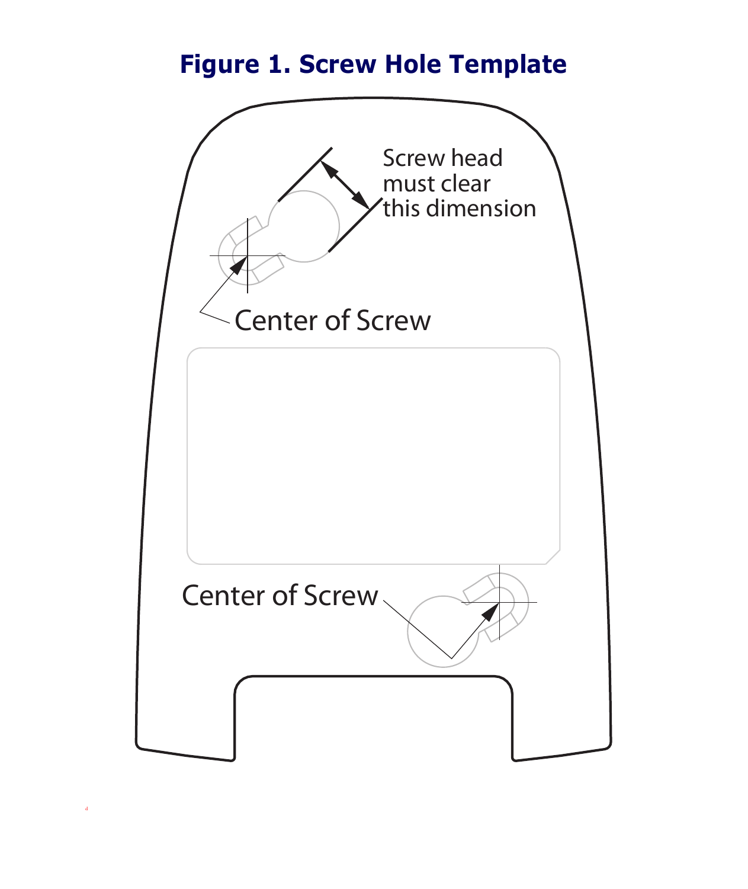# Figure 1. Screw Hole Template

Screw head must clear this dimension

Center of Screw

Center of Screw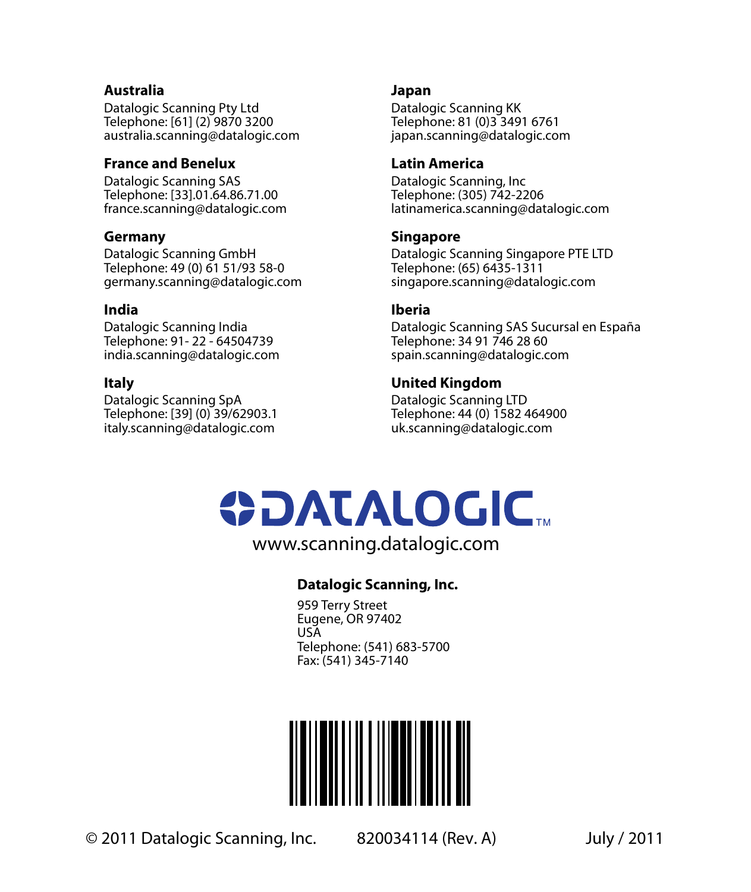**Australia**
Datalogic Scanning Pty Ltd
Telephone: [61] (2) 9870 3200
australia.scanning@datalogic.com

**France and Benelux**
Datalogic Scanning SAS
Telephone: [33].01.64.86.71.00
france.scanning@datalogic.com

**Germany**
Datalogic Scanning GmbH
Telephone: 49 (0) 61 51/93 58-0
germany.scanning@datalogic.com

**India**
Datalogic Scanning India
Telephone: 91- 22 - 64504739
india.scanning@datalogic.com

**Italy**
Datalogic Scanning SpA
Telephone: [39] (0) 39/62903.1
italy.scanning@datalogic.com

**Japan**
Datalogic Scanning KK
Telephone: 81 (0)3 3491 6761
japan.scanning@datalogic.com

**Latin America**
Datalogic Scanning, Inc
Telephone: (305) 742-2206
latinamerica.scanning@datalogic.com

**Singapore**
Datalogic Scanning Singapore PTE LTD
Telephone: (65) 6435-1311
singapore.scanning@datalogic.com

**Iberia**
Datalogic Scanning SAS Sucursal en España
Telephone: 34 91 746 28 60
spain.scanning@datalogic.com

**United Kingdom**
Datalogic Scanning LTD
Telephone: 44 (0) 1582 464900
uk.scanning@datalogic.com

DATALOGIC™
www.scanning.datalogic.com

**Datalogic Scanning, Inc.**

959 Terry Street
Eugene, OR 97402
USA
Telephone: (541) 683-5700
Fax: (541) 345-7140

© 2011 Datalogic Scanning, Inc. 820034114 (Rev. A) July / 2011